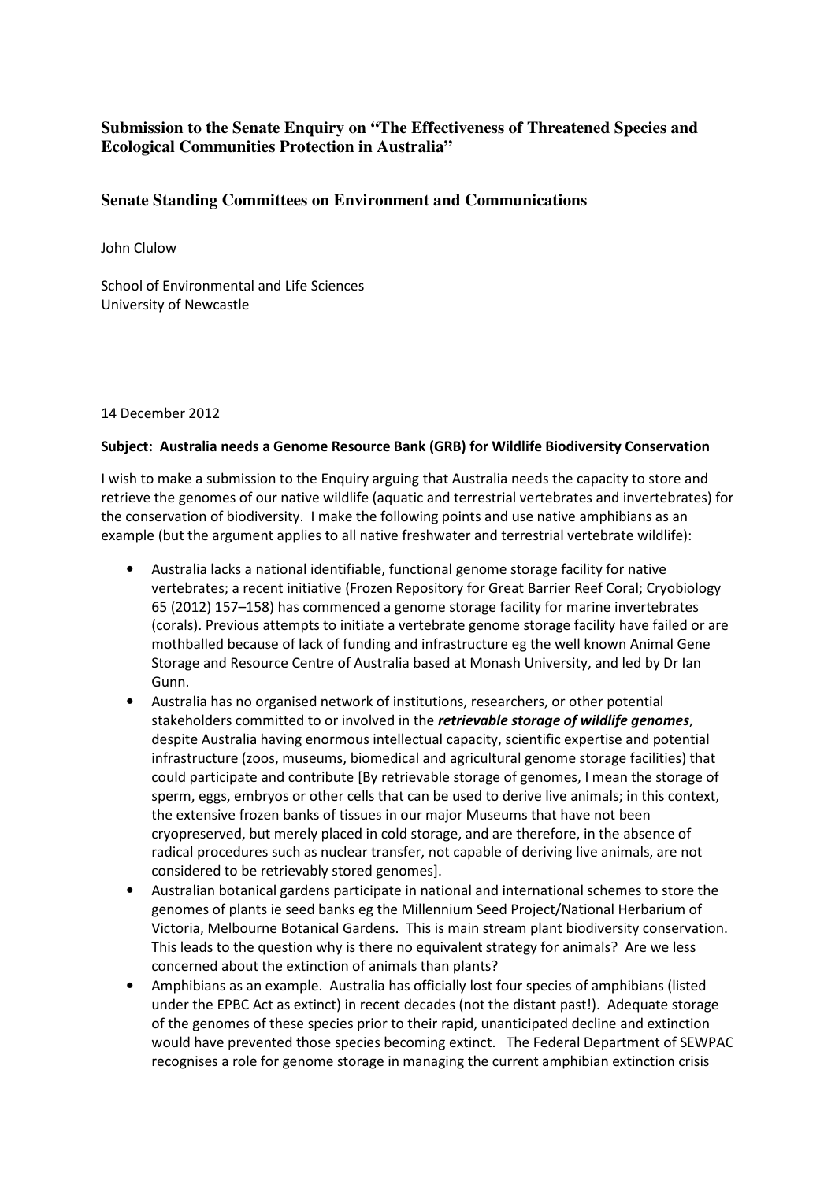## Submission to the Senate Enquiry on "The Effectiveness of Threatened Species and Ecological Communities Protection in Australia"

## Senate Standing Committees on Environment and Communications

John Clulow

School of Environmental and Life Sciences
University of Newcastle

14 December 2012

**Subject: Australia needs a Genome Resource Bank (GRB) for Wildlife Biodiversity Conservation**

I wish to make a submission to the Enquiry arguing that Australia needs the capacity to store and retrieve the genomes of our native wildlife (aquatic and terrestrial vertebrates and invertebrates) for the conservation of biodiversity. I make the following points and use native amphibians as an example (but the argument applies to all native freshwater and terrestrial vertebrate wildlife):

- Australia lacks a national identifiable, functional genome storage facility for native vertebrates; a recent initiative (Frozen Repository for Great Barrier Reef Coral; Cryobiology 65 (2012) 157–158) has commenced a genome storage facility for marine invertebrates (corals). Previous attempts to initiate a vertebrate genome storage facility have failed or are mothballed because of lack of funding and infrastructure eg the well known Animal Gene Storage and Resource Centre of Australia based at Monash University, and led by Dr Ian Gunn.
- Australia has no organised network of institutions, researchers, or other potential stakeholders committed to or involved in the ***retrievable storage of wildlife genomes***, despite Australia having enormous intellectual capacity, scientific expertise and potential infrastructure (zoos, museums, biomedical and agricultural genome storage facilities) that could participate and contribute [By retrievable storage of genomes, I mean the storage of sperm, eggs, embryos or other cells that can be used to derive live animals; in this context, the extensive frozen banks of tissues in our major Museums that have not been cryopreserved, but merely placed in cold storage, and are therefore, in the absence of radical procedures such as nuclear transfer, not capable of deriving live animals, are not considered to be retrievably stored genomes].
- Australian botanical gardens participate in national and international schemes to store the genomes of plants ie seed banks eg the Millennium Seed Project/National Herbarium of Victoria, Melbourne Botanical Gardens. This is main stream plant biodiversity conservation. This leads to the question why is there no equivalent strategy for animals? Are we less concerned about the extinction of animals than plants?
- Amphibians as an example. Australia has officially lost four species of amphibians (listed under the EPBC Act as extinct) in recent decades (not the distant past!). Adequate storage of the genomes of these species prior to their rapid, unanticipated decline and extinction would have prevented those species becoming extinct. The Federal Department of SEWPAC recognises a role for genome storage in managing the current amphibian extinction crisis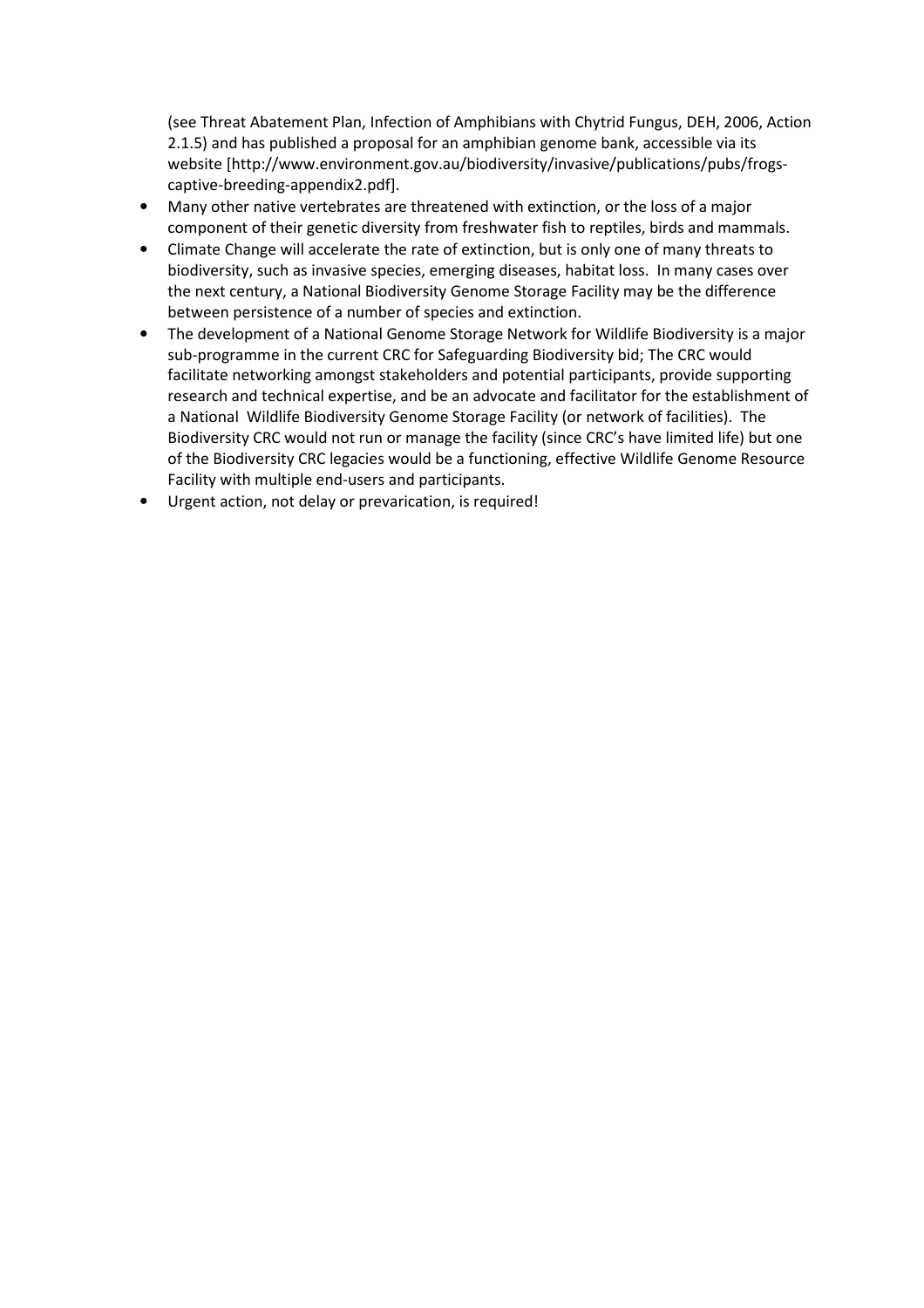(see Threat Abatement Plan, Infection of Amphibians with Chytrid Fungus, DEH, 2006, Action 2.1.5) and has published a proposal for an amphibian genome bank, accessible via its website [http://www.environment.gov.au/biodiversity/invasive/publications/pubs/frogs-captive-breeding-appendix2.pdf].

- Many other native vertebrates are threatened with extinction, or the loss of a major component of their genetic diversity from freshwater fish to reptiles, birds and mammals.
- Climate Change will accelerate the rate of extinction, but is only one of many threats to biodiversity, such as invasive species, emerging diseases, habitat loss. In many cases over the next century, a National Biodiversity Genome Storage Facility may be the difference between persistence of a number of species and extinction.
- The development of a National Genome Storage Network for Wildlife Biodiversity is a major sub-programme in the current CRC for Safeguarding Biodiversity bid; The CRC would facilitate networking amongst stakeholders and potential participants, provide supporting research and technical expertise, and be an advocate and facilitator for the establishment of a National Wildlife Biodiversity Genome Storage Facility (or network of facilities). The Biodiversity CRC would not run or manage the facility (since CRC's have limited life) but one of the Biodiversity CRC legacies would be a functioning, effective Wildlife Genome Resource Facility with multiple end-users and participants.
- Urgent action, not delay or prevarication, is required!